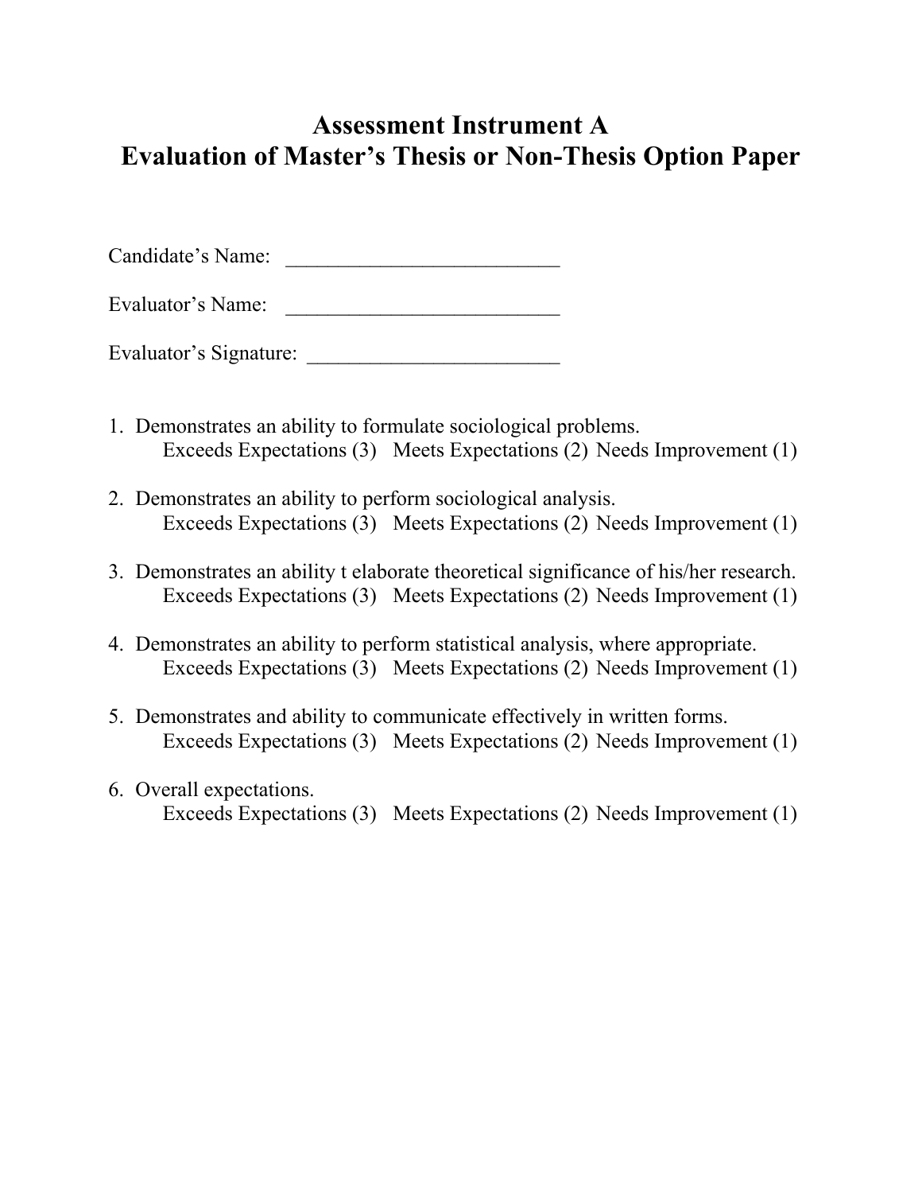# Assessment Instrument A
# Evaluation of Master's Thesis or Non-Thesis Option Paper

Candidate's Name: ___________________________

Evaluator's Name: ___________________________

Evaluator's Signature: _________________________

1. Demonstrates an ability to formulate sociological problems.
   Exceeds Expectations (3) Meets Expectations (2) Needs Improvement (1)

2. Demonstrates an ability to perform sociological analysis.
   Exceeds Expectations (3) Meets Expectations (2) Needs Improvement (1)

3. Demonstrates an ability t elaborate theoretical significance of his/her research.
   Exceeds Expectations (3) Meets Expectations (2) Needs Improvement (1)

4. Demonstrates an ability to perform statistical analysis, where appropriate.
   Exceeds Expectations (3) Meets Expectations (2) Needs Improvement (1)

5. Demonstrates and ability to communicate effectively in written forms.
   Exceeds Expectations (3) Meets Expectations (2) Needs Improvement (1)

6. Overall expectations.
   Exceeds Expectations (3) Meets Expectations (2) Needs Improvement (1)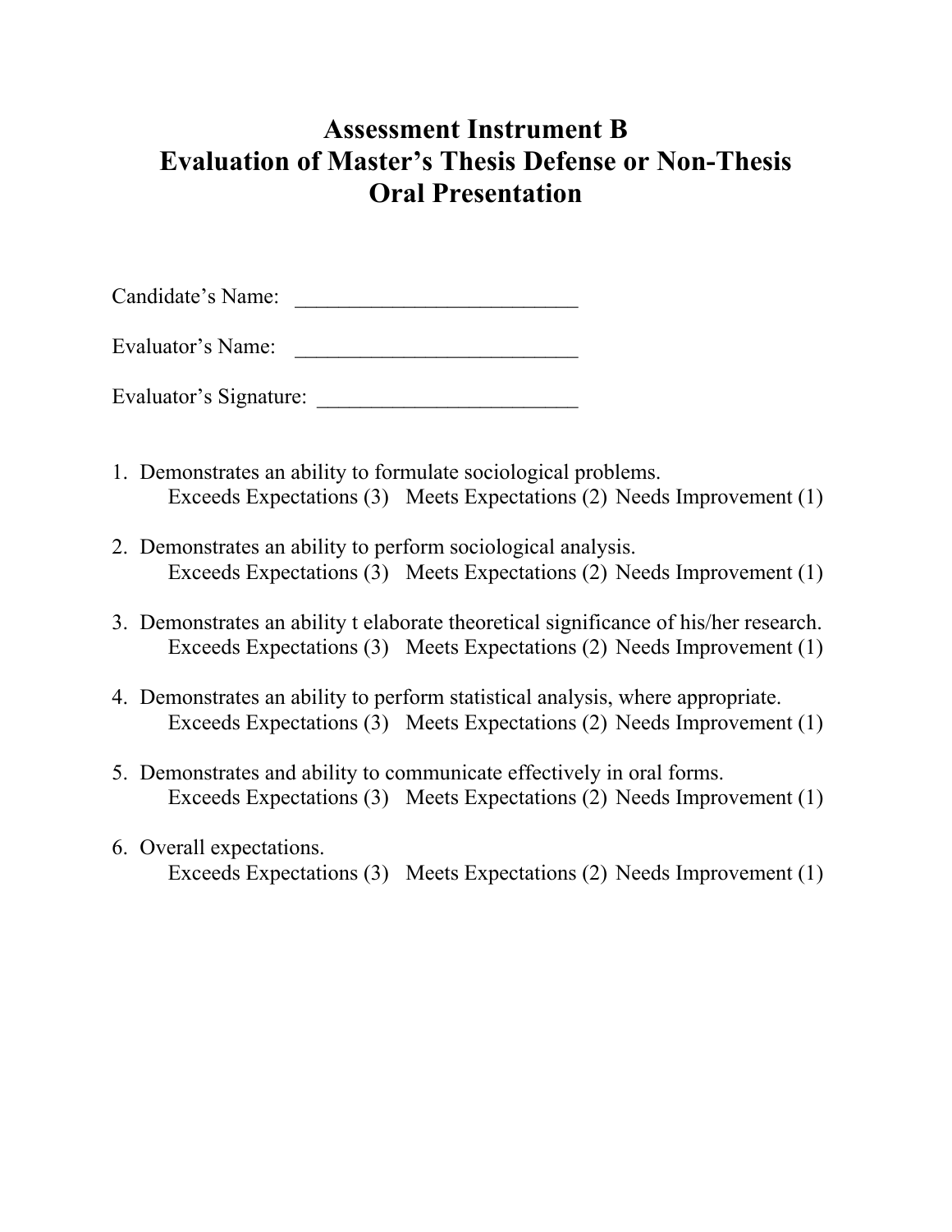# Assessment Instrument B
# Evaluation of Master's Thesis Defense or Non-Thesis Oral Presentation

Candidate's Name: ___________________________

Evaluator's Name: ___________________________

Evaluator's Signature: _________________________

1. Demonstrates an ability to formulate sociological problems.
   Exceeds Expectations (3) Meets Expectations (2) Needs Improvement (1)

2. Demonstrates an ability to perform sociological analysis.
   Exceeds Expectations (3) Meets Expectations (2) Needs Improvement (1)

3. Demonstrates an ability t elaborate theoretical significance of his/her research.
   Exceeds Expectations (3) Meets Expectations (2) Needs Improvement (1)

4. Demonstrates an ability to perform statistical analysis, where appropriate.
   Exceeds Expectations (3) Meets Expectations (2) Needs Improvement (1)

5. Demonstrates and ability to communicate effectively in oral forms.
   Exceeds Expectations (3) Meets Expectations (2) Needs Improvement (1)

6. Overall expectations.
   Exceeds Expectations (3) Meets Expectations (2) Needs Improvement (1)